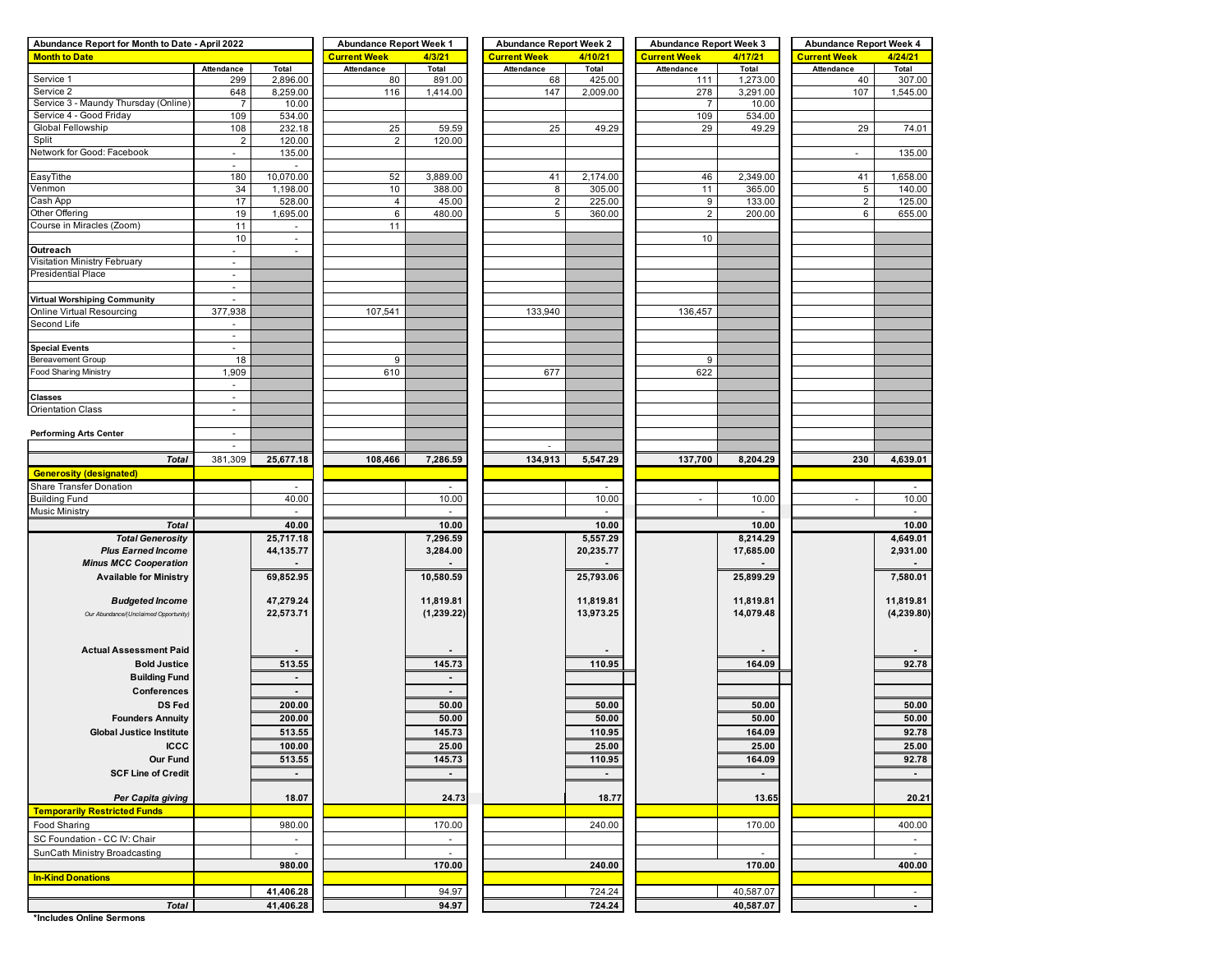| Abundance Report for Month to Date - April 2022 | | | Abundance Report Week 1 | | Abundance Report Week 2 | | Abundance Report Week 3 | | Abundance Report Week 4 | |
|---|---|---|---|---|---|---|---|---|---|---|
| **Month to Date** | | | **Current Week** | **4/3/21** | **Current Week** | **4/10/21** | **Current Week** | **4/17/21** | **Current Week** | **4/24/21** |
| | Attendance | Total | Attendance | Total | Attendance | Total | Attendance | Total | Attendance | Total |
| Service 1 | 299 | 2,896.00 | 80 | 891.00 | 68 | 425.00 | 111 | 1,273.00 | 40 | 307.00 |
| Service 2 | 648 | 8,259.00 | 116 | 1,414.00 | 147 | 2,009.00 | 278 | 3,291.00 | 107 | 1,545.00 |
| Service 3 - Maundy Thursday (Online) | 7 | 10.00 | | | | | 7 | 10.00 | | |
| Service 4 - Good Friday | 109 | 534.00 | | | | | 109 | 534.00 | | |
| Global Fellowship | 108 | 232.18 | 25 | 59.59 | 25 | 49.29 | 29 | 49.29 | 29 | 74.01 |
| Split | 2 | 120.00 | 2 | 120.00 | | | | | | |
| Network for Good: Facebook | - | 135.00 | | | | | | | - | 135.00 |
| | - | - | | | | | | | | |
| EasyTithe | 180 | 10,070.00 | 52 | 3,889.00 | 41 | 2,174.00 | 46 | 2,349.00 | 41 | 1,658.00 |
| Venmon | 34 | 1,198.00 | 10 | 388.00 | 8 | 305.00 | 11 | 365.00 | 5 | 140.00 |
| Cash App | 17 | 528.00 | 4 | 45.00 | 2 | 225.00 | 9 | 133.00 | 2 | 125.00 |
| Other Offering | 19 | 1,695.00 | 6 | 480.00 | 5 | 360.00 | 2 | 200.00 | 6 | 655.00 |
| Course in Miracles (Zoom) | 11 | - | 11 | | | | | | | |
| | 10 | - | | | | | 10 | | | |
| **Outreach** | - | - | | | | | | | | |
| Visitation Ministry February | - | | | | | | | | | |
| Presidential Place | - | | | | | | | | | |
| | - | | | | | | | | | |
| **Virtual Worshiping Community** | - | | | | | | | | | |
| Online Virtual Resourcing | 377,938 | | 107,541 | | 133,940 | | 136,457 | | | |
| Second Life | - | | | | | | | | | |
| | - | | | | | | | | | |
| **Special Events** | - | | | | | | | | | |
| Bereavement Group | 18 | | 9 | | | | 9 | | | |
| Food Sharing Ministry | 1,909 | | 610 | | 677 | | 622 | | | |
| | - | | | | | | | | | |
| **Classes** | - | | | | | | | | | |
| Orientation Class | - | | | | | | | | | |
| | | | | | | | | | | |
| **Performing Arts Center** | - | | | | | | | | | |
| | - | | | | - | | | | | |
| ***Total*** | 381,309 | **25,677.18** | **108,466** | **7,286.59** | **134,913** | **5,547.29** | **137,700** | **8,204.29** | **230** | **4,639.01** |
| **Generosity (designated)** | | | | | | | | | | |
| Share Transfer Donation | | - | | - | | - | | | | - |
| Building Fund | | 40.00 | | 10.00 | | 10.00 | - | 10.00 | - | 10.00 |
| Music Ministry | | - | | - | | - | | - | | - |
| ***Total*** | | **40.00** | | **10.00** | | **10.00** | | **10.00** | | **10.00** |
| ***Total Generosity*** | | **25,717.18** | | **7,296.59** | | **5,557.29** | | **8,214.29** | | **4,649.01** |
| ***Plus Earned Income*** | | **44,135.77** | | **3,284.00** | | **20,235.77** | | **17,685.00** | | **2,931.00** |
| ***Minus MCC Cooperation*** | | **-** | | **-** | | **-** | | **-** | | **-** |
| **Available for Ministry** | | **69,852.95** | | **10,580.59** | | **25,793.06** | | **25,899.29** | | **7,580.01** |
| ***Budgeted Income*** | | **47,279.24** | | **11,819.81** | | **11,819.81** | | **11,819.81** | | **11,819.81** |
| *Our Abundance/(Unclaimed Opportunity)* | | **22,573.71** | | **(1,239.22)** | | **13,973.25** | | **14,079.48** | | **(4,239.80)** |
| **Actual Assessment Paid** | | **-** | | **-** | | **-** | | **-** | | **-** |
| **Bold Justice** | | **513.55** | | **145.73** | | **110.95** | | **164.09** | | **92.78** |
| **Building Fund** | | **-** | | **-** | | | | | | |
| **Conferences** | | **-** | | **-** | | | | | | |
| **DS Fed** | | **200.00** | | **50.00** | | **50.00** | | **50.00** | | **50.00** |
| **Founders Annuity** | | **200.00** | | **50.00** | | **50.00** | | **50.00** | | **50.00** |
| **Global Justice Institute** | | **513.55** | | **145.73** | | **110.95** | | **164.09** | | **92.78** |
| **ICCC** | | **100.00** | | **25.00** | | **25.00** | | **25.00** | | **25.00** |
| **Our Fund** | | **513.55** | | **145.73** | | **110.95** | | **164.09** | | **92.78** |
| **SCF Line of Credit** | | **-** | | **-** | | **-** | | **-** | | **-** |
| ***Per Capita giving*** | | **18.07** | | **24.73** | | **18.77** | | **13.65** | | **20.21** |
| **Temporarily Restricted Funds** | | | | | | | | | | |
| Food Sharing | | 980.00 | | 170.00 | | 240.00 | | 170.00 | | 400.00 |
| SC Foundation - CC IV: Chair | | - | | - | | | | | | - |
| SunCath Ministry Broadcasting | | - | | - | | | | - | | - |
| | | **980.00** | | **170.00** | | **240.00** | | **170.00** | | **400.00** |
| **In-Kind Donations** | | | | | | | | | | |
| | | **41,406.28** | | 94.97 | | 724.24 | | 40,587.07 | | - |
| ***Total*** | | **41,406.28** | | **94.97** | | **724.24** | | **40,587.07** | | **-** |

**\*Includes Online Sermons**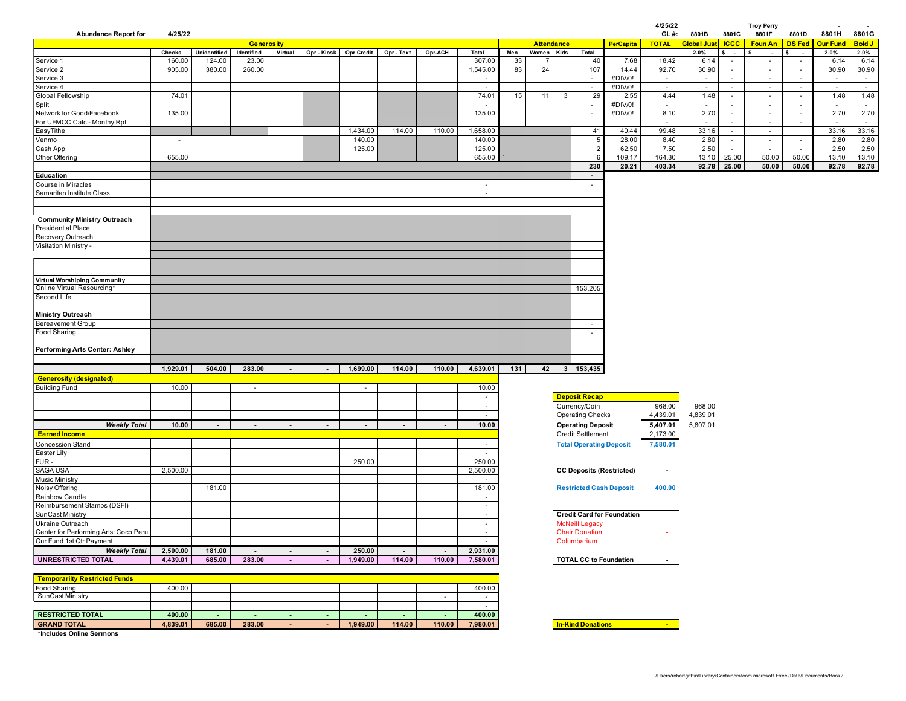**Abundance Report for** 4/25/22

| | Checks | Unidentified | Identified | Virtual | Opr - Kiosk | Opr Credit | Opr - Text | Opr-ACH | Total | Men | Women | Kids | Total | PerCapita | TOTAL | Global Just | ICCC | Foun An | DS Fed | Our Fund | Bold J |
|---|---|---|---|---|---|---|---|---|---|---|---|---|---|---|---|---|---|---|---|---|---|
| | **Generosity** | | | | | | | | | **Attendance** | | | | | 4/25/22 GL #: | 8801B | 8801C | Troy Perry 8801F | 8801D | 8801H | 8801G |
| | | | | | | | | | | | | | | | | 2.0% | $ - | $ - | $ - | 2.0% | 2.0% |
| Service 1 | 160.00 | 124.00 | 23.00 | | | | | | 307.00 | 33 | 7 | | 40 | 7.68 | 18.42 | 6.14 | - | - | - | 6.14 | 6.14 |
| Service 2 | 905.00 | 380.00 | 260.00 | | | | | | 1,545.00 | 83 | 24 | | 107 | 14.44 | 92.70 | 30.90 | - | - | - | 30.90 | 30.90 |
| Service 3 | | | | | | | | | - | | | | - | #DIV/0! | - | - | - | - | - | - | - |
| Service 4 | | | | | | | | | - | | | | - | #DIV/0! | - | - | - | - | - | - | - |
| Global Fellowship | 74.01 | | | | | | | | 74.01 | 15 | 11 | 3 | 29 | 2.55 | 4.44 | 1.48 | - | - | - | 1.48 | 1.48 |
| Split | | | | | | | | | - | | | | - | #DIV/0! | - | - | - | - | - | - | - |
| Network for Good/Facebook | 135.00 | | | | | | | | 135.00 | | | | - | #DIV/0! | 8.10 | 2.70 | - | - | - | 2.70 | 2.70 |
| For UFMCC Calc - Monthy Rpt | | | | | | | | | | | | | | | - | - | - | - | - | - | - |
| EasyTithe | | | | | | 1,434.00 | 114.00 | 110.00 | 1,658.00 | | | | 41 | 40.44 | 99.48 | 33.16 | - | - | | 33.16 | 33.16 |
| Venmo | - | | | | | 140.00 | | | 140.00 | | | | 5 | 28.00 | 8.40 | 2.80 | - | - | - | 2.80 | 2.80 |
| Cash App | | | | | | 125.00 | | | 125.00 | | | | 2 | 62.50 | 7.50 | 2.50 | - | - | - | 2.50 | 2.50 |
| Other Offering | 655.00 | | | | | | | | 655.00 | | | | 6 | 109.17 | 164.30 | 13.10 | 25.00 | 50.00 | 50.00 | 13.10 | 13.10 |
| | | | | | | | | | | | | | **230** | **20.21** | **403.34** | **92.78** | **25.00** | **50.00** | **50.00** | **92.78** | **92.78** |
| **Education** | | | | | | | | | | | | | - | | | | | | | | |
| Course in Miracles | | | | | | | | | - | | | | - | | | | | | | | |
| Samaritan Institute Class | | | | | | | | | - | | | | | | | | | | | | |
| **Community Ministry Outreach** | | | | | | | | | | | | | | | | | | | | | |
| Presidential Place | | | | | | | | | | | | | | | | | | | | | |
| Recovery Outreach | | | | | | | | | | | | | | | | | | | | | |
| Visitation Ministry - | | | | | | | | | | | | | | | | | | | | | |
| **Virtual Worshiping Community** | | | | | | | | | | | | | | | | | | | | | |
| Online Virtual Resourcing* | | | | | | | | | | | | | 153,205 | | | | | | | | |
| Second Life | | | | | | | | | | | | | | | | | | | | | |
| **Ministry Outreach** | | | | | | | | | | | | | | | | | | | | | |
| Bereavement Group | | | | | | | | | | | | | - | | | | | | | | |
| Food Sharing | | | | | | | | | | | | | - | | | | | | | | |
| **Performing Arts Center: Ashley** | | | | | | | | | | | | | | | | | | | | | |
| | **1,929.01** | **504.00** | **283.00** | **-** | **-** | **1,699.00** | **114.00** | **110.00** | **4,639.01** | **131** | **42** | **3** | **153,435** | | | | | | | | |

| | Checks | Unidentified | Identified | Virtual | Opr - Kiosk | Opr Credit | Opr - Text | Opr-ACH | Total |
|---|---|---|---|---|---|---|---|---|---|
| **Generosity (designated)** | | | | | | | | | |
| Building Fund | 10.00 | | - | | | - | | | 10.00 |
| | | | | | | | | | - |
| | | | | | | | | | - |
| | | | | | | | | | - |
| ***Weekly Total*** | **10.00** | **-** | **-** | **-** | **-** | **-** | **-** | **-** | **10.00** |
| **Earned Income** | | | | | | | | | |
| Concession Stand | | | | | | | | | - |
| Easter Lily | | | | | | | | | - |
| FUR - | | | | | | 250.00 | | | 250.00 |
| SAGA USA | 2,500.00 | | | | | | | | 2,500.00 |
| Music Ministry | | | | | | | | | - |
| Noisy Offering | | 181.00 | | | | | | | 181.00 |
| Rainbow Candle | | | | | | | | | - |
| Reimbursement Stamps (DSFI) | | | | | | | | | - |
| SunCast Ministry | | | | | | | | | - |
| Ukraine Outreach | | | | | | | | | - |
| Center for Performing Arts: Coco Peru | | | | | | | | | - |
| Our Fund 1st Qtr Payment | | | | | | | | | - |
| ***Weekly Total*** | **2,500.00** | **181.00** | **-** | **-** | **-** | **250.00** | **-** | **-** | **2,931.00** |
| **UNRESTRICTED TOTAL** | **4,439.01** | **685.00** | **283.00** | **-** | **-** | **1,949.00** | **114.00** | **110.00** | **7,580.01** |
| **Temporarilty Restricted Funds** | | | | | | | | | |
| Food Sharing | 400.00 | | | | | | | | 400.00 |
| SunCast Ministry | | | | | | | | - | - |
| | | | | | | | | | - |
| **RESTRICTED TOTAL** | **400.00** | **-** | **-** | **-** | **-** | **-** | **-** | **-** | **400.00** |
| **GRAND TOTAL** | **4,839.01** | **685.00** | **283.00** | **-** | **-** | **1,949.00** | **114.00** | **110.00** | **7,980.01** |

*Includes Online Sermons

| **Deposit Recap** | | |
|---|---|---|
| Currency/Coin | 968.00 | 968.00 |
| Operating Checks | 4,439.01 | 4,839.01 |
| **Operating Deposit** | **5,407.01** | 5,807.01 |
| Credit Settlement | 2,173.00 | |
| **Total Operating Deposit** | **7,580.01** | |
| **CC Deposits (Restricted)** | **-** | |
| **Restricted Cash Deposit** | **400.00** | |
| **Credit Card for Foundation** | | |
| McNeill Legacy | | |
| Chair Donation | - | |
| Columbarium | | |
| **TOTAL CC to Foundation** | **-** | |
| **In-Kind Donations** | **-** | |